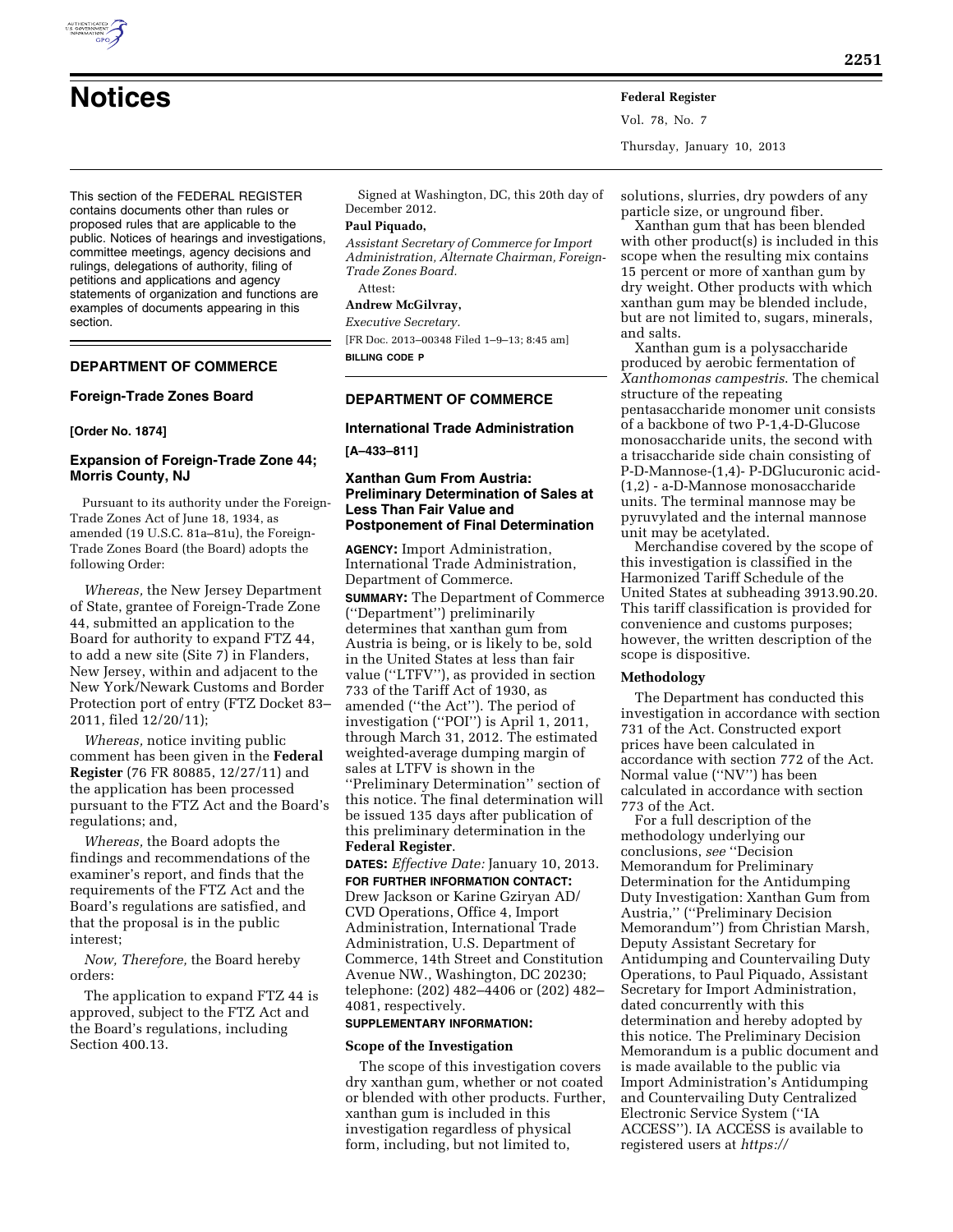# Notices

This section of the FEDERAL REGISTER contains documents other than rules or proposed rules that are applicable to the public. Notices of hearings and investigations, committee meetings, agency decisions and rulings, delegations of authority, filing of petitions and applications and agency statements of organization and functions are examples of documents appearing in this section.

## DEPARTMENT OF COMMERCE

### Foreign-Trade Zones Board

**[Order No. 1874]**

### Expansion of Foreign-Trade Zone 44; Morris County, NJ

Pursuant to its authority under the Foreign-Trade Zones Act of June 18, 1934, as amended (19 U.S.C. 81a–81u), the Foreign-Trade Zones Board (the Board) adopts the following Order:

*Whereas,* the New Jersey Department of State, grantee of Foreign-Trade Zone 44, submitted an application to the Board for authority to expand FTZ 44, to add a new site (Site 7) in Flanders, New Jersey, within and adjacent to the New York/Newark Customs and Border Protection port of entry (FTZ Docket 83–2011, filed 12/20/11);

*Whereas,* notice inviting public comment has been given in the **Federal Register** (76 FR 80885, 12/27/11) and the application has been processed pursuant to the FTZ Act and the Board's regulations; and,

*Whereas,* the Board adopts the findings and recommendations of the examiner's report, and finds that the requirements of the FTZ Act and the Board's regulations are satisfied, and that the proposal is in the public interest;

*Now, Therefore,* the Board hereby orders:

The application to expand FTZ 44 is approved, subject to the FTZ Act and the Board's regulations, including Section 400.13.

Signed at Washington, DC, this 20th day of December 2012.

**Paul Piquado,**

*Assistant Secretary of Commerce for Import Administration, Alternate Chairman, Foreign-Trade Zones Board.*

Attest:

**Andrew McGilvray,**

*Executive Secretary.*

[FR Doc. 2013–00348 Filed 1–9–13; 8:45 am]

**BILLING CODE P**

## DEPARTMENT OF COMMERCE

### International Trade Administration

**[A–433–811]**

### Xanthan Gum From Austria: Preliminary Determination of Sales at Less Than Fair Value and Postponement of Final Determination

**AGENCY:** Import Administration, International Trade Administration, Department of Commerce.

**SUMMARY:** The Department of Commerce (''Department'') preliminarily determines that xanthan gum from Austria is being, or is likely to be, sold in the United States at less than fair value (''LTFV''), as provided in section 733 of the Tariff Act of 1930, as amended (''the Act''). The period of investigation (''POI'') is April 1, 2011, through March 31, 2012. The estimated weighted-average dumping margin of sales at LTFV is shown in the ''Preliminary Determination'' section of this notice. The final determination will be issued 135 days after publication of this preliminary determination in the **Federal Register**.

**DATES:** *Effective Date:* January 10, 2013.

**FOR FURTHER INFORMATION CONTACT:** Drew Jackson or Karine Gziryan AD/CVD Operations, Office 4, Import Administration, International Trade Administration, U.S. Department of Commerce, 14th Street and Constitution Avenue NW., Washington, DC 20230; telephone: (202) 482–4406 or (202) 482–4081, respectively.

**SUPPLEMENTARY INFORMATION:**

#### Scope of the Investigation

The scope of this investigation covers dry xanthan gum, whether or not coated or blended with other products. Further, xanthan gum is included in this investigation regardless of physical form, including, but not limited to, solutions, slurries, dry powders of any particle size, or unground fiber.

Xanthan gum that has been blended with other product(s) is included in this scope when the resulting mix contains 15 percent or more of xanthan gum by dry weight. Other products with which xanthan gum may be blended include, but are not limited to, sugars, minerals, and salts.

Xanthan gum is a polysaccharide produced by aerobic fermentation of *Xanthomonas campestris*. The chemical structure of the repeating pentasaccharide monomer unit consists of a backbone of two P-1,4-D-Glucose monosaccharide units, the second with a trisaccharide side chain consisting of P-D-Mannose-(1,4)- P-DGlucuronic acid-(1,2) - a-D-Mannose monosaccharide units. The terminal mannose may be pyruvylated and the internal mannose unit may be acetylated.

Merchandise covered by the scope of this investigation is classified in the Harmonized Tariff Schedule of the United States at subheading 3913.90.20. This tariff classification is provided for convenience and customs purposes; however, the written description of the scope is dispositive.

#### Methodology

The Department has conducted this investigation in accordance with section 731 of the Act. Constructed export prices have been calculated in accordance with section 772 of the Act. Normal value (''NV'') has been calculated in accordance with section 773 of the Act.

For a full description of the methodology underlying our conclusions, *see* ''Decision Memorandum for Preliminary Determination for the Antidumping Duty Investigation: Xanthan Gum from Austria,'' (''Preliminary Decision Memorandum'') from Christian Marsh, Deputy Assistant Secretary for Antidumping and Countervailing Duty Operations, to Paul Piquado, Assistant Secretary for Import Administration, dated concurrently with this determination and hereby adopted by this notice. The Preliminary Decision Memorandum is a public document and is made available to the public via Import Administration's Antidumping and Countervailing Duty Centralized Electronic Service System (''IA ACCESS''). IA ACCESS is available to registered users at *https://*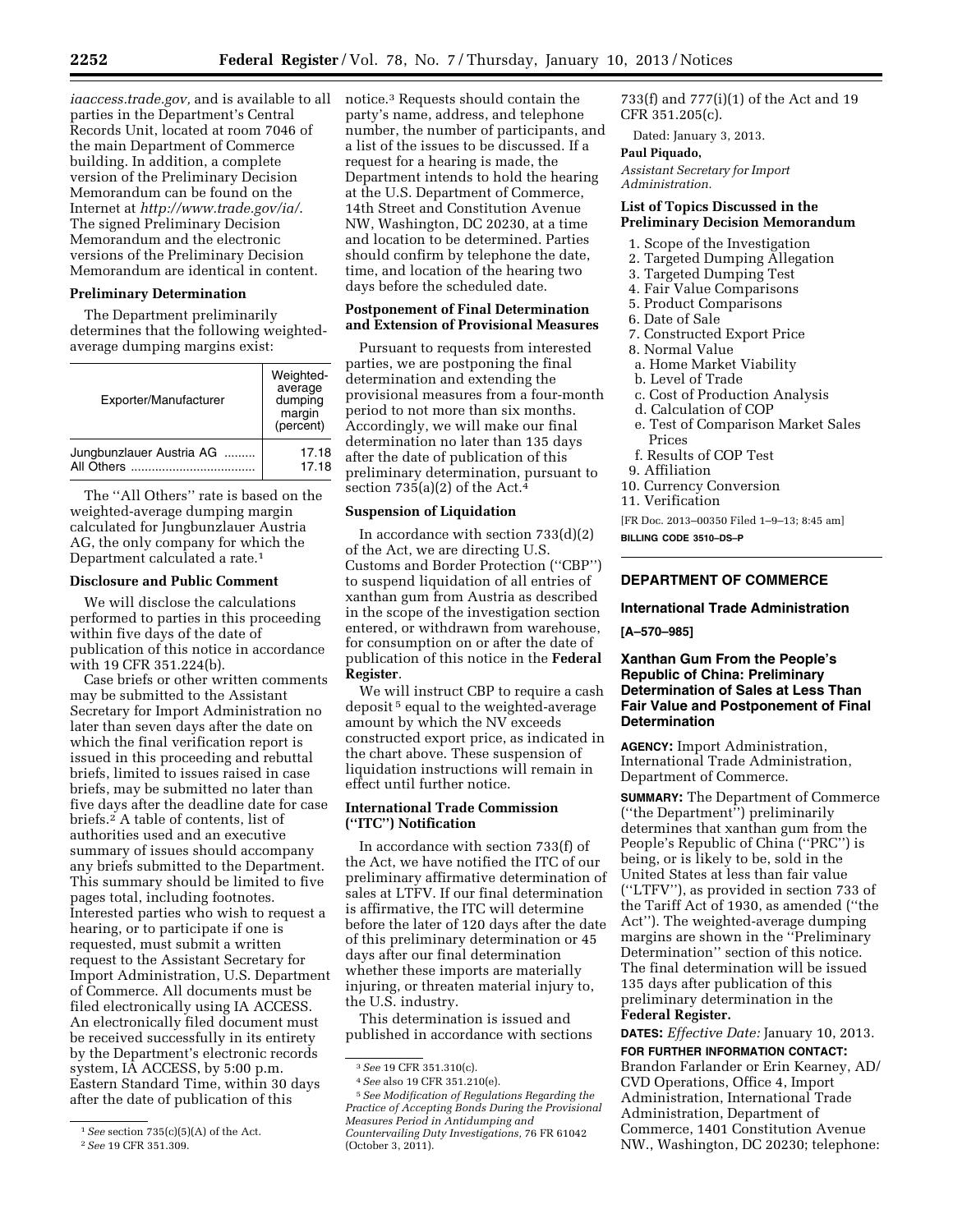*iaaccess.trade.gov,* and is available to all parties in the Department's Central Records Unit, located at room 7046 of the main Department of Commerce building. In addition, a complete version of the Preliminary Decision Memorandum can be found on the Internet at *http://www.trade.gov/ia/*. The signed Preliminary Decision Memorandum and the electronic versions of the Preliminary Decision Memorandum are identical in content.

### Preliminary Determination

The Department preliminarily determines that the following weighted-average dumping margins exist:

| Exporter/Manufacturer | Weighted-average dumping margin (percent) |
|---|---|
| Jungbunzlauer Austria AG | 17.18 |
| All Others | 17.18 |

The ''All Others'' rate is based on the weighted-average dumping margin calculated for Jungbunzlauer Austria AG, the only company for which the Department calculated a rate.[1]

### Disclosure and Public Comment

We will disclose the calculations performed to parties in this proceeding within five days of the date of publication of this notice in accordance with 19 CFR 351.224(b).

Case briefs or other written comments may be submitted to the Assistant Secretary for Import Administration no later than seven days after the date on which the final verification report is issued in this proceeding and rebuttal briefs, limited to issues raised in case briefs, may be submitted no later than five days after the deadline date for case briefs.[2] A table of contents, list of authorities used and an executive summary of issues should accompany any briefs submitted to the Department. This summary should be limited to five pages total, including footnotes. Interested parties who wish to request a hearing, or to participate if one is requested, must submit a written request to the Assistant Secretary for Import Administration, U.S. Department of Commerce. All documents must be filed electronically using IA ACCESS. An electronically filed document must be received successfully in its entirety by the Department's electronic records system, IA ACCESS, by 5:00 p.m. Eastern Standard Time, within 30 days after the date of publication of this notice.[3] Requests should contain the party's name, address, and telephone number, the number of participants, and a list of the issues to be discussed. If a request for a hearing is made, the Department intends to hold the hearing at the U.S. Department of Commerce, 14th Street and Constitution Avenue NW, Washington, DC 20230, at a time and location to be determined. Parties should confirm by telephone the date, time, and location of the hearing two days before the scheduled date.

### Postponement of Final Determination and Extension of Provisional Measures

Pursuant to requests from interested parties, we are postponing the final determination and extending the provisional measures from a four-month period to not more than six months. Accordingly, we will make our final determination no later than 135 days after the date of publication of this preliminary determination, pursuant to section 735(a)(2) of the Act.[4]

### Suspension of Liquidation

In accordance with section 733(d)(2) of the Act, we are directing U.S. Customs and Border Protection (''CBP'') to suspend liquidation of all entries of xanthan gum from Austria as described in the scope of the investigation section entered, or withdrawn from warehouse, for consumption on or after the date of publication of this notice in the **Federal Register**.

We will instruct CBP to require a cash deposit[5] equal to the weighted-average amount by which the NV exceeds constructed export price, as indicated in the chart above. These suspension of liquidation instructions will remain in effect until further notice.

### International Trade Commission (''ITC'') Notification

In accordance with section 733(f) of the Act, we have notified the ITC of our preliminary affirmative determination of sales at LTFV. If our final determination is affirmative, the ITC will determine before the later of 120 days after the date of this preliminary determination or 45 days after our final determination whether these imports are materially injuring, or threaten material injury to, the U.S. industry.

This determination is issued and published in accordance with sections 733(f) and 777(i)(1) of the Act and 19 CFR 351.205(c).

Dated: January 3, 2013.

**Paul Piquado,**

*Assistant Secretary for Import Administration.*

### List of Topics Discussed in the Preliminary Decision Memorandum

1. Scope of the Investigation
2. Targeted Dumping Allegation
3. Targeted Dumping Test
4. Fair Value Comparisons
5. Product Comparisons
6. Date of Sale
7. Constructed Export Price
8. Normal Value
   a. Home Market Viability
   b. Level of Trade
   c. Cost of Production Analysis
   d. Calculation of COP
   e. Test of Comparison Market Sales Prices
   f. Results of COP Test
9. Affiliation
10. Currency Conversion
11. Verification

[FR Doc. 2013–00350 Filed 1–9–13; 8:45 am]

**BILLING CODE 3510–DS–P**

---

[1] *See* section 735(c)(5)(A) of the Act.

[2] *See* 19 CFR 351.309.

[3] *See* 19 CFR 351.310(c).

[4] *See* also 19 CFR 351.210(e).

[5] *See Modification of Regulations Regarding the Practice of Accepting Bonds During the Provisional Measures Period in Antidumping and Countervailing Duty Investigations,* 76 FR 61042 (October 3, 2011).

---

## DEPARTMENT OF COMMERCE

### International Trade Administration

**[A–570–985]**

### Xanthan Gum From the People's Republic of China: Preliminary Determination of Sales at Less Than Fair Value and Postponement of Final Determination

**AGENCY:** Import Administration, International Trade Administration, Department of Commerce.

**SUMMARY:** The Department of Commerce (''the Department'') preliminarily determines that xanthan gum from the People's Republic of China (''PRC'') is being, or is likely to be, sold in the United States at less than fair value (''LTFV''), as provided in section 733 of the Tariff Act of 1930, as amended (''the Act''). The weighted-average dumping margins are shown in the ''Preliminary Determination'' section of this notice. The final determination will be issued 135 days after publication of this preliminary determination in the **Federal Register.**

**DATES:** *Effective Date:* January 10, 2013.

**FOR FURTHER INFORMATION CONTACT:** Brandon Farlander or Erin Kearney, AD/CVD Operations, Office 4, Import Administration, International Trade Administration, Department of Commerce, 1401 Constitution Avenue NW., Washington, DC 20230; telephone: